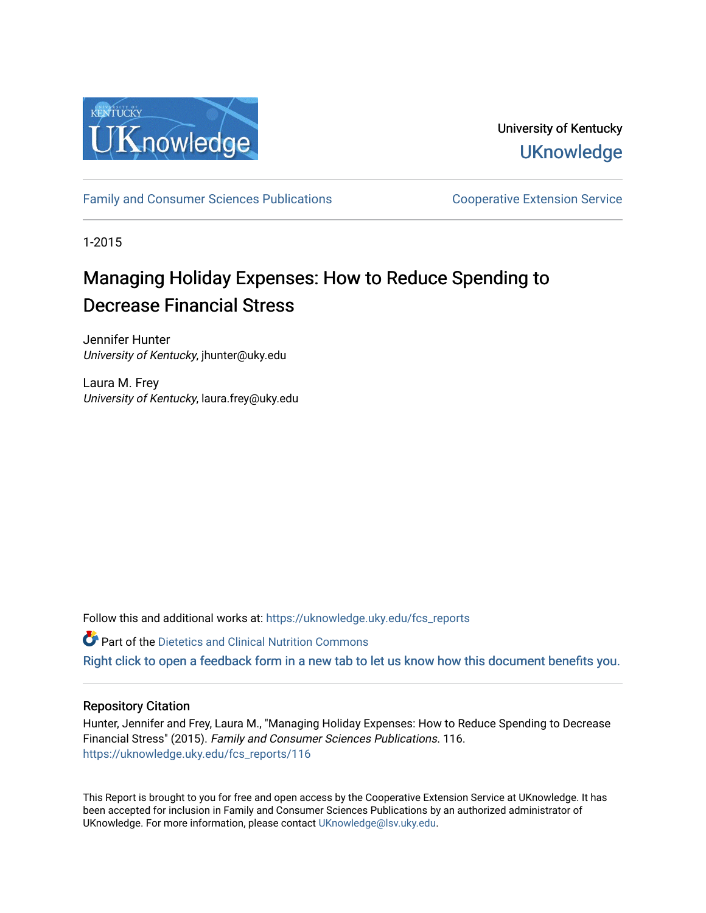University of Kentucky

UKnowledge

Family and Consumer Sciences Publications

Cooperative Extension Service

1-2015

# Managing Holiday Expenses: How to Reduce Spending to Decrease Financial Stress

Jennifer Hunter
*University of Kentucky*, jhunter@uky.edu

Laura M. Frey
*University of Kentucky*, laura.frey@uky.edu

Follow this and additional works at: https://uknowledge.uky.edu/fcs_reports

Part of the Dietetics and Clinical Nutrition Commons

Right click to open a feedback form in a new tab to let us know how this document benefits you.

## Repository Citation

Hunter, Jennifer and Frey, Laura M., "Managing Holiday Expenses: How to Reduce Spending to Decrease Financial Stress" (2015). *Family and Consumer Sciences Publications*. 116.
https://uknowledge.uky.edu/fcs_reports/116

This Report is brought to you for free and open access by the Cooperative Extension Service at UKnowledge. It has been accepted for inclusion in Family and Consumer Sciences Publications by an authorized administrator of UKnowledge. For more information, please contact UKnowledge@lsv.uky.edu.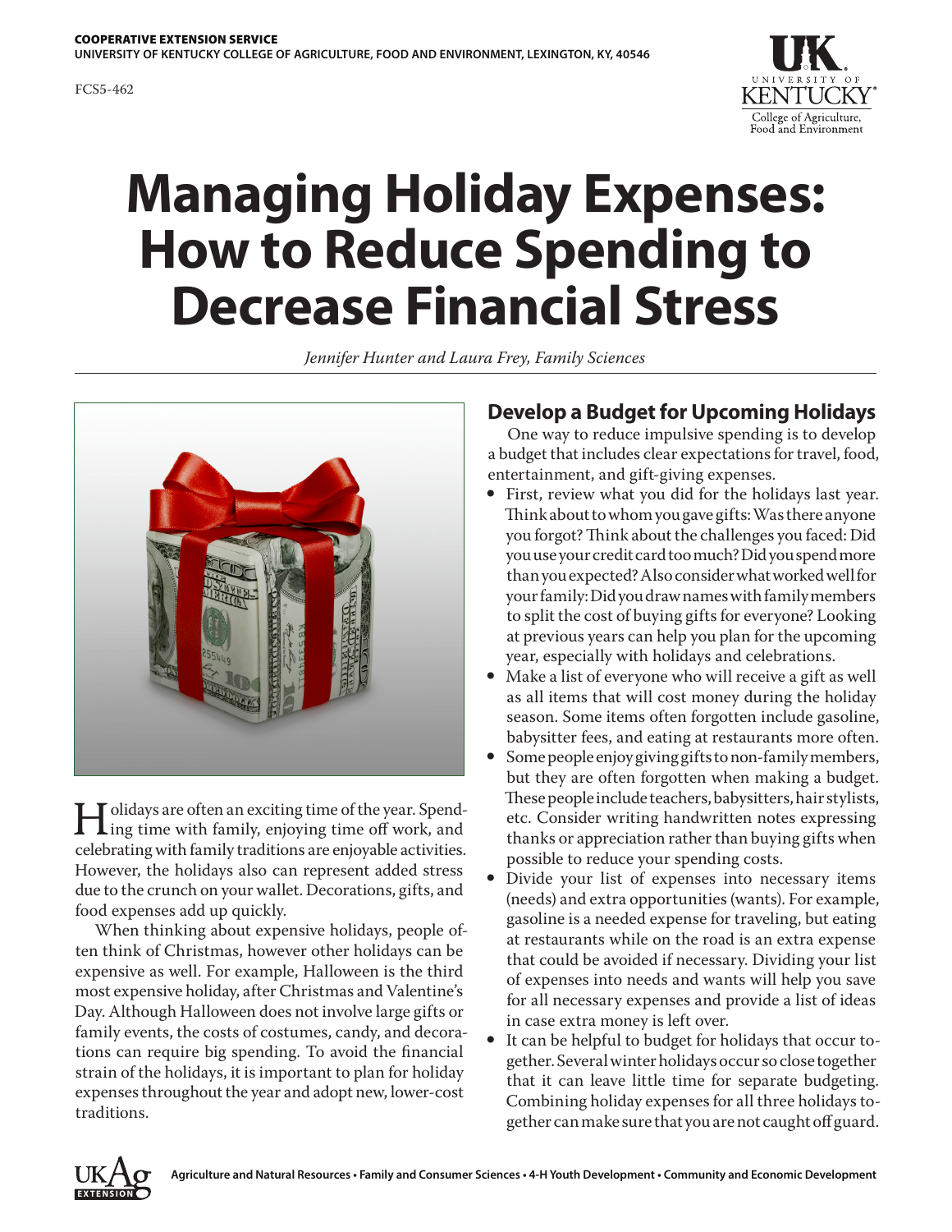COOPERATIVE EXTENSION SERVICE
UNIVERSITY OF KENTUCKY COLLEGE OF AGRICULTURE, FOOD AND ENVIRONMENT, LEXINGTON, KY, 40546

FCS5-462

# Managing Holiday Expenses: How to Reduce Spending to Decrease Financial Stress

*Jennifer Hunter and Laura Frey, Family Sciences*

Holidays are often an exciting time of the year. Spending time with family, enjoying time off work, and celebrating with family traditions are enjoyable activities. However, the holidays also can represent added stress due to the crunch on your wallet. Decorations, gifts, and food expenses add up quickly.

When thinking about expensive holidays, people often think of Christmas, however other holidays can be expensive as well. For example, Halloween is the third most expensive holiday, after Christmas and Valentine's Day. Although Halloween does not involve large gifts or family events, the costs of costumes, candy, and decorations can require big spending. To avoid the financial strain of the holidays, it is important to plan for holiday expenses throughout the year and adopt new, lower-cost traditions.

## Develop a Budget for Upcoming Holidays

One way to reduce impulsive spending is to develop a budget that includes clear expectations for travel, food, entertainment, and gift-giving expenses.

- First, review what you did for the holidays last year. Think about to whom you gave gifts: Was there anyone you forgot? Think about the challenges you faced: Did you use your credit card too much? Did you spend more than you expected? Also consider what worked well for your family: Did you draw names with family members to split the cost of buying gifts for everyone? Looking at previous years can help you plan for the upcoming year, especially with holidays and celebrations.
- Make a list of everyone who will receive a gift as well as all items that will cost money during the holiday season. Some items often forgotten include gasoline, babysitter fees, and eating at restaurants more often.
- Some people enjoy giving gifts to non-family members, but they are often forgotten when making a budget. These people include teachers, babysitters, hair stylists, etc. Consider writing handwritten notes expressing thanks or appreciation rather than buying gifts when possible to reduce your spending costs.
- Divide your list of expenses into necessary items (needs) and extra opportunities (wants). For example, gasoline is a needed expense for traveling, but eating at restaurants while on the road is an extra expense that could be avoided if necessary. Dividing your list of expenses into needs and wants will help you save for all necessary expenses and provide a list of ideas in case extra money is left over.
- It can be helpful to budget for holidays that occur together. Several winter holidays occur so close together that it can leave little time for separate budgeting. Combining holiday expenses for all three holidays together can make sure that you are not caught off guard.

Agriculture and Natural Resources • Family and Consumer Sciences • 4-H Youth Development • Community and Economic Development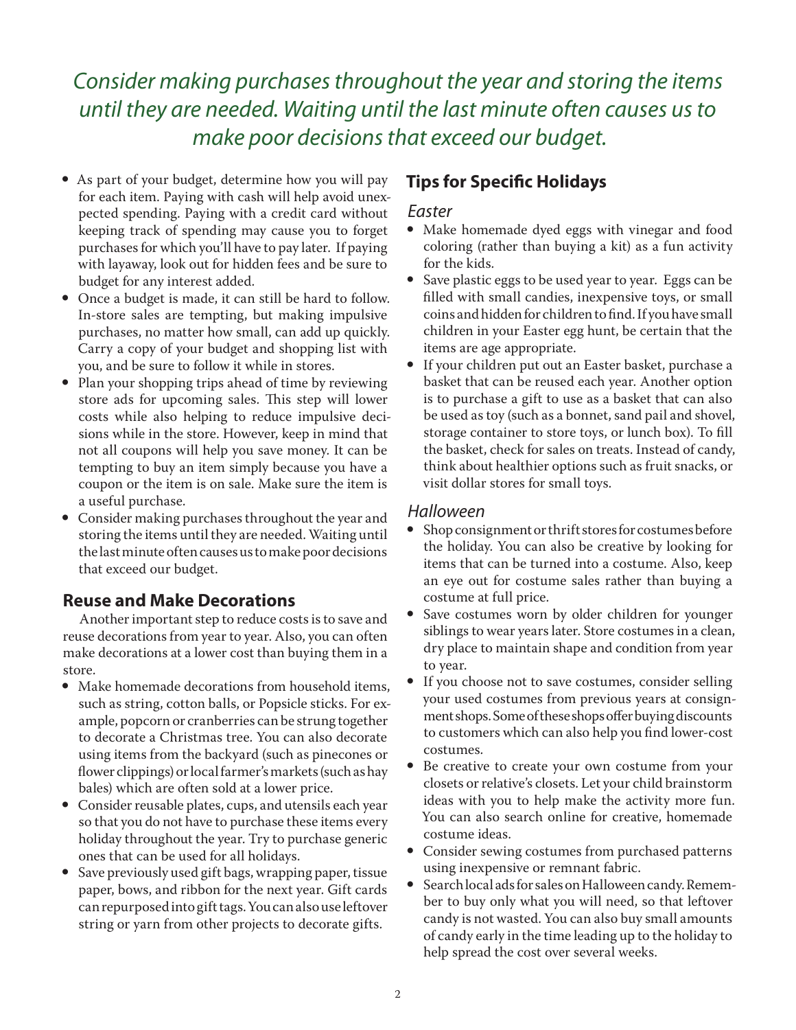*Consider making purchases throughout the year and storing the items until they are needed. Waiting until the last minute often causes us to make poor decisions that exceed our budget.*

- As part of your budget, determine how you will pay for each item. Paying with cash will help avoid unexpected spending. Paying with a credit card without keeping track of spending may cause you to forget purchases for which you'll have to pay later. If paying with layaway, look out for hidden fees and be sure to budget for any interest added.
- Once a budget is made, it can still be hard to follow. In-store sales are tempting, but making impulsive purchases, no matter how small, can add up quickly. Carry a copy of your budget and shopping list with you, and be sure to follow it while in stores.
- Plan your shopping trips ahead of time by reviewing store ads for upcoming sales. This step will lower costs while also helping to reduce impulsive decisions while in the store. However, keep in mind that not all coupons will help you save money. It can be tempting to buy an item simply because you have a coupon or the item is on sale. Make sure the item is a useful purchase.
- Consider making purchases throughout the year and storing the items until they are needed. Waiting until the last minute often causes us to make poor decisions that exceed our budget.

## Reuse and Make Decorations

Another important step to reduce costs is to save and reuse decorations from year to year. Also, you can often make decorations at a lower cost than buying them in a store.

- Make homemade decorations from household items, such as string, cotton balls, or Popsicle sticks. For example, popcorn or cranberries can be strung together to decorate a Christmas tree. You can also decorate using items from the backyard (such as pinecones or flower clippings) or local farmer's markets (such as hay bales) which are often sold at a lower price.
- Consider reusable plates, cups, and utensils each year so that you do not have to purchase these items every holiday throughout the year. Try to purchase generic ones that can be used for all holidays.
- Save previously used gift bags, wrapping paper, tissue paper, bows, and ribbon for the next year. Gift cards can repurposed into gift tags. You can also use leftover string or yarn from other projects to decorate gifts.

## Tips for Specific Holidays

### *Easter*

- Make homemade dyed eggs with vinegar and food coloring (rather than buying a kit) as a fun activity for the kids.
- Save plastic eggs to be used year to year. Eggs can be filled with small candies, inexpensive toys, or small coins and hidden for children to find. If you have small children in your Easter egg hunt, be certain that the items are age appropriate.
- If your children put out an Easter basket, purchase a basket that can be reused each year. Another option is to purchase a gift to use as a basket that can also be used as toy (such as a bonnet, sand pail and shovel, storage container to store toys, or lunch box). To fill the basket, check for sales on treats. Instead of candy, think about healthier options such as fruit snacks, or visit dollar stores for small toys.

### *Halloween*

- Shop consignment or thrift stores for costumes before the holiday. You can also be creative by looking for items that can be turned into a costume. Also, keep an eye out for costume sales rather than buying a costume at full price.
- Save costumes worn by older children for younger siblings to wear years later. Store costumes in a clean, dry place to maintain shape and condition from year to year.
- If you choose not to save costumes, consider selling your used costumes from previous years at consignment shops. Some of these shops offer buying discounts to customers which can also help you find lower-cost costumes.
- Be creative to create your own costume from your closets or relative's closets. Let your child brainstorm ideas with you to help make the activity more fun. You can also search online for creative, homemade costume ideas.
- Consider sewing costumes from purchased patterns using inexpensive or remnant fabric.
- Search local ads for sales on Halloween candy. Remember to buy only what you will need, so that leftover candy is not wasted. You can also buy small amounts of candy early in the time leading up to the holiday to help spread the cost over several weeks.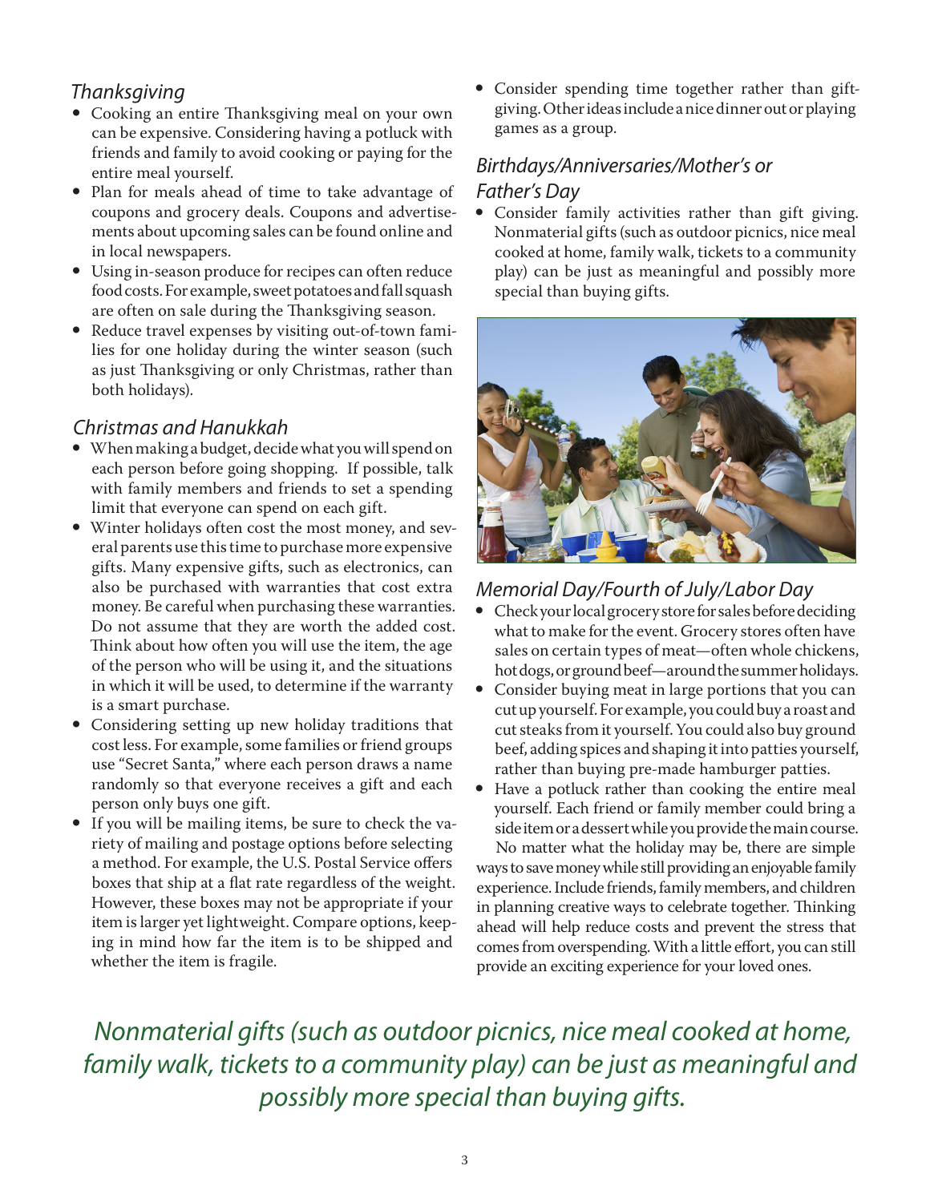## *Thanksgiving*

- Cooking an entire Thanksgiving meal on your own can be expensive. Considering having a potluck with friends and family to avoid cooking or paying for the entire meal yourself.
- Plan for meals ahead of time to take advantage of coupons and grocery deals. Coupons and advertisements about upcoming sales can be found online and in local newspapers.
- Using in-season produce for recipes can often reduce food costs. For example, sweet potatoes and fall squash are often on sale during the Thanksgiving season.
- Reduce travel expenses by visiting out-of-town families for one holiday during the winter season (such as just Thanksgiving or only Christmas, rather than both holidays).

## *Christmas and Hanukkah*

- When making a budget, decide what you will spend on each person before going shopping. If possible, talk with family members and friends to set a spending limit that everyone can spend on each gift.
- Winter holidays often cost the most money, and several parents use this time to purchase more expensive gifts. Many expensive gifts, such as electronics, can also be purchased with warranties that cost extra money. Be careful when purchasing these warranties. Do not assume that they are worth the added cost. Think about how often you will use the item, the age of the person who will be using it, and the situations in which it will be used, to determine if the warranty is a smart purchase.
- Considering setting up new holiday traditions that cost less. For example, some families or friend groups use "Secret Santa," where each person draws a name randomly so that everyone receives a gift and each person only buys one gift.
- If you will be mailing items, be sure to check the variety of mailing and postage options before selecting a method. For example, the U.S. Postal Service offers boxes that ship at a flat rate regardless of the weight. However, these boxes may not be appropriate if your item is larger yet lightweight. Compare options, keeping in mind how far the item is to be shipped and whether the item is fragile.
- Consider spending time together rather than gift-giving. Other ideas include a nice dinner out or playing games as a group.

## *Birthdays/Anniversaries/Mother's or Father's Day*

- Consider family activities rather than gift giving. Nonmaterial gifts (such as outdoor picnics, nice meal cooked at home, family walk, tickets to a community play) can be just as meaningful and possibly more special than buying gifts.

## *Memorial Day/Fourth of July/Labor Day*

- Check your local grocery store for sales before deciding what to make for the event. Grocery stores often have sales on certain types of meat—often whole chickens, hot dogs, or ground beef—around the summer holidays.
- Consider buying meat in large portions that you can cut up yourself. For example, you could buy a roast and cut steaks from it yourself. You could also buy ground beef, adding spices and shaping it into patties yourself, rather than buying pre-made hamburger patties.
- Have a potluck rather than cooking the entire meal yourself. Each friend or family member could bring a side item or a dessert while you provide the main course.

No matter what the holiday may be, there are simple ways to save money while still providing an enjoyable family experience. Include friends, family members, and children in planning creative ways to celebrate together. Thinking ahead will help reduce costs and prevent the stress that comes from overspending. With a little effort, you can still provide an exciting experience for your loved ones.

*Nonmaterial gifts (such as outdoor picnics, nice meal cooked at home, family walk, tickets to a community play) can be just as meaningful and possibly more special than buying gifts.*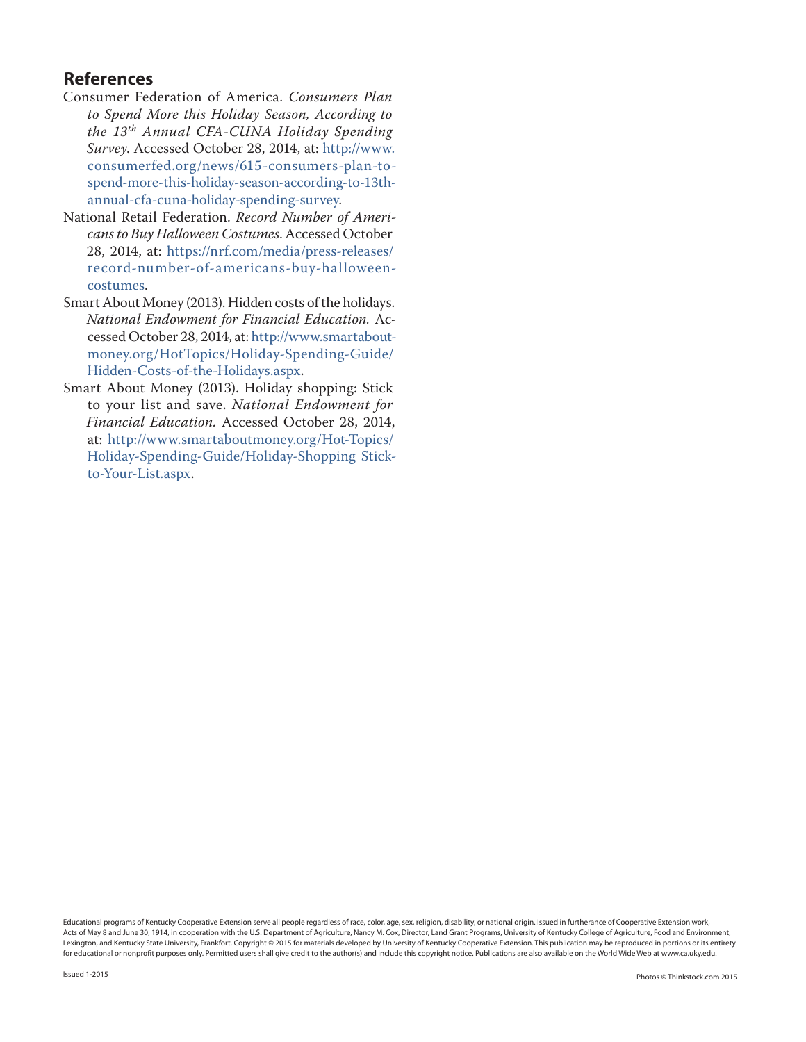## References

Consumer Federation of America. *Consumers Plan to Spend More this Holiday Season, According to the 13th Annual CFA-CUNA Holiday Spending Survey*. Accessed October 28, 2014, at: http://www.consumerfed.org/news/615-consumers-plan-to-spend-more-this-holiday-season-according-to-13th-annual-cfa-cuna-holiday-spending-survey.

National Retail Federation. *Record Number of Americans to Buy Halloween Costumes*. Accessed October 28, 2014, at: https://nrf.com/media/press-releases/record-number-of-americans-buy-halloween-costumes.

Smart About Money (2013). Hidden costs of the holidays. *National Endowment for Financial Education.* Accessed October 28, 2014, at: http://www.smartaboutmoney.org/HotTopics/Holiday-Spending-Guide/Hidden-Costs-of-the-Holidays.aspx.

Smart About Money (2013). Holiday shopping: Stick to your list and save. *National Endowment for Financial Education.* Accessed October 28, 2014, at: http://www.smartaboutmoney.org/Hot-Topics/Holiday-Spending-Guide/Holiday-Shopping Stick-to-Your-List.aspx.

Educational programs of Kentucky Cooperative Extension serve all people regardless of race, color, age, sex, religion, disability, or national origin. Issued in furtherance of Cooperative Extension work, Acts of May 8 and June 30, 1914, in cooperation with the U.S. Department of Agriculture, Nancy M. Cox, Director, Land Grant Programs, University of Kentucky College of Agriculture, Food and Environment, Lexington, and Kentucky State University, Frankfort. Copyright © 2015 for materials developed by University of Kentucky Cooperative Extension. This publication may be reproduced in portions or its entirety for educational or nonprofit purposes only. Permitted users shall give credit to the author(s) and include this copyright notice. Publications are also available on the World Wide Web at www.ca.uky.edu.

Issued 1-2015

Photos © Thinkstock.com 2015